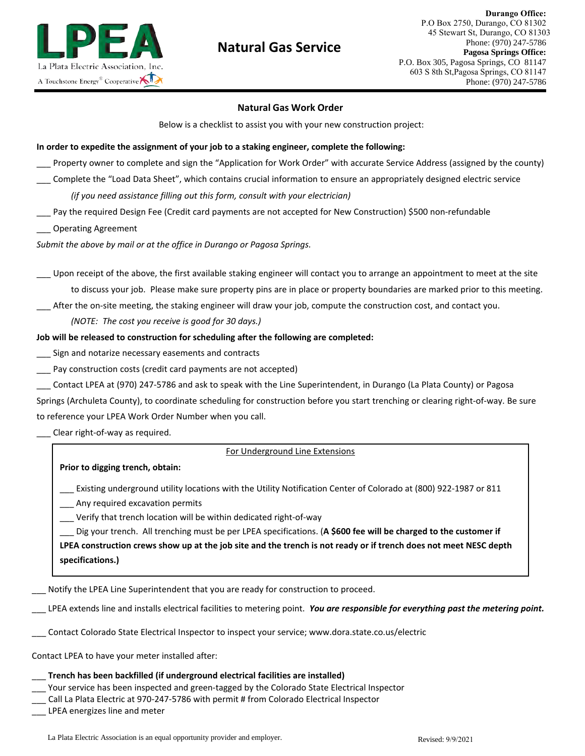LPEA
La Plata Electric Association, Inc.
A Touchstone Energy® Cooperative

# Natural Gas Service

**Durango Office:**
P.O Box 2750, Durango, CO 81302
45 Stewart St, Durango, CO 81303
Phone: (970) 247-5786
**Pagosa Springs Office:**
P.O. Box 305, Pagosa Springs, CO 81147
603 S 8th St,Pagosa Springs, CO 81147
Phone: (970) 247-5786

## Natural Gas Work Order

Below is a checklist to assist you with your new construction project:

**In order to expedite the assignment of your job to a staking engineer, complete the following:**

___ Property owner to complete and sign the "Application for Work Order" with accurate Service Address (assigned by the county)

___ Complete the "Load Data Sheet", which contains crucial information to ensure an appropriately designed electric service
*(if you need assistance filling out this form, consult with your electrician)*

___ Pay the required Design Fee (Credit card payments are not accepted for New Construction) $500 non-refundable

___ Operating Agreement

*Submit the above by mail or at the office in Durango or Pagosa Springs.*

___ Upon receipt of the above, the first available staking engineer will contact you to arrange an appointment to meet at the site to discuss your job. Please make sure property pins are in place or property boundaries are marked prior to this meeting.

___ After the on-site meeting, the staking engineer will draw your job, compute the construction cost, and contact you.
*(NOTE: The cost you receive is good for 30 days.)*

**Job will be released to construction for scheduling after the following are completed:**

___ Sign and notarize necessary easements and contracts

___ Pay construction costs (credit card payments are not accepted)

___ Contact LPEA at (970) 247-5786 and ask to speak with the Line Superintendent, in Durango (La Plata County) or Pagosa Springs (Archuleta County), to coordinate scheduling for construction before you start trenching or clearing right-of-way. Be sure to reference your LPEA Work Order Number when you call.

___ Clear right-of-way as required.

> For Underground Line Extensions
>
> **Prior to digging trench, obtain:**
>
> ___ Existing underground utility locations with the Utility Notification Center of Colorado at (800) 922-1987 or 811
>
> ___ Any required excavation permits
>
> ___ Verify that trench location will be within dedicated right-of-way
>
> ___ Dig your trench. All trenching must be per LPEA specifications. (**A $600 fee will be charged to the customer if LPEA construction crews show up at the job site and the trench is not ready or if trench does not meet NESC depth specifications.)**

___ Notify the LPEA Line Superintendent that you are ready for construction to proceed.

___ LPEA extends line and installs electrical facilities to metering point. ***You are responsible for everything past the metering point.***

___ Contact Colorado State Electrical Inspector to inspect your service; www.dora.state.co.us/electric

Contact LPEA to have your meter installed after:

___ **Trench has been backfilled (if underground electrical facilities are installed)**
___ Your service has been inspected and green-tagged by the Colorado State Electrical Inspector
___ Call La Plata Electric at 970-247-5786 with permit # from Colorado Electrical Inspector
___ LPEA energizes line and meter

La Plata Electric Association is an equal opportunity provider and employer.

Revised: 9/9/2021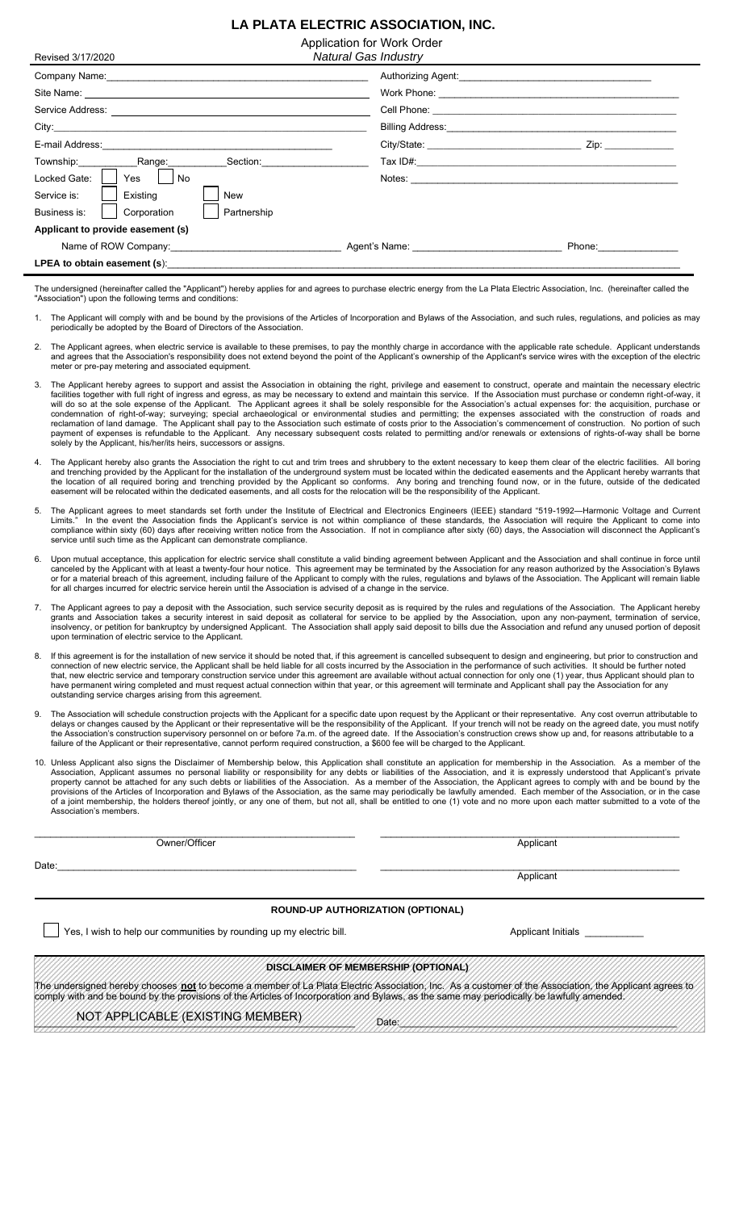# LA PLATA ELECTRIC ASSOCIATION, INC.

Application for Work Order

*Natural Gas Industry*

Revised 3/17/2020

Company Name:\_\_\_\_\_\_\_\_\_\_\_\_\_\_\_\_\_\_\_\_\_\_\_\_\_\_\_\_\_\_\_\_\_\_\_\_

Site Name:\_\_\_\_\_\_\_\_\_\_\_\_\_\_\_\_\_\_\_\_\_\_\_\_\_\_\_\_\_\_\_\_\_\_\_\_

Service Address:\_\_\_\_\_\_\_\_\_\_\_\_\_\_\_\_\_\_\_\_\_\_\_\_\_\_\_\_\_\_\_\_\_\_\_\_

City:\_\_\_\_\_\_\_\_\_\_\_\_\_\_\_\_\_\_\_\_\_\_\_\_\_\_\_\_\_\_\_\_\_\_\_\_

E-mail Address:\_\_\_\_\_\_\_\_\_\_\_\_\_\_\_\_\_\_\_\_\_\_\_\_\_\_\_\_\_\_\_\_\_\_\_\_

Township:\_\_\_\_\_\_\_\_ Range:\_\_\_\_\_\_\_\_ Section:\_\_\_\_\_\_\_\_

Locked Gate: ☐ Yes ☐ No

Service is: ☐ Existing ☐ New

Business is: ☐ Corporation ☐ Partnership

Authorizing Agent:\_\_\_\_\_\_\_\_\_\_\_\_\_\_\_\_\_\_\_\_\_\_\_\_\_\_\_\_\_\_\_\_\_\_\_\_

Work Phone:\_\_\_\_\_\_\_\_\_\_\_\_\_\_\_\_\_\_\_\_\_\_\_\_\_\_\_\_\_\_\_\_\_\_\_\_

Cell Phone:\_\_\_\_\_\_\_\_\_\_\_\_\_\_\_\_\_\_\_\_\_\_\_\_\_\_\_\_\_\_\_\_\_\_\_\_

Billing Address:\_\_\_\_\_\_\_\_\_\_\_\_\_\_\_\_\_\_\_\_\_\_\_\_\_\_\_\_\_\_\_\_\_\_\_\_

City/State:\_\_\_\_\_\_\_\_\_\_\_\_\_\_\_\_\_\_\_\_ Zip:\_\_\_\_\_\_\_\_\_\_

Tax ID#:\_\_\_\_\_\_\_\_\_\_\_\_\_\_\_\_\_\_\_\_\_\_\_\_\_\_\_\_\_\_\_\_\_\_\_\_

Notes:\_\_\_\_\_\_\_\_\_\_\_\_\_\_\_\_\_\_\_\_\_\_\_\_\_\_\_\_\_\_\_\_\_\_\_\_

**Applicant to provide easement (s)**

Name of ROW Company:\_\_\_\_\_\_\_\_\_\_\_\_\_\_\_\_\_\_\_\_ Agent's Name:\_\_\_\_\_\_\_\_\_\_\_\_\_\_\_\_\_\_\_\_ Phone:\_\_\_\_\_\_\_\_\_\_

**LPEA to obtain easement (s)**:\_\_\_\_\_\_\_\_\_\_\_\_\_\_\_\_\_\_\_\_\_\_\_\_\_\_\_\_\_\_\_\_\_\_\_\_

The undersigned (hereinafter called the "Applicant") hereby applies for and agrees to purchase electric energy from the La Plata Electric Association, Inc. (hereinafter called the "Association") upon the following terms and conditions:

1. The Applicant will comply with and be bound by the provisions of the Articles of Incorporation and Bylaws of the Association, and such rules, regulations, and policies as may periodically be adopted by the Board of Directors of the Association.

2. The Applicant agrees, when electric service is available to these premises, to pay the monthly charge in accordance with the applicable rate schedule. Applicant understands and agrees that the Association's responsibility does not extend beyond the point of the Applicant's ownership of the Applicant's service wires with the exception of the electric meter or pre-pay metering and associated equipment.

3. The Applicant hereby agrees to support and assist the Association in obtaining the right, privilege and easement to construct, operate and maintain the necessary electric facilities together with full right of ingress and egress, as may be necessary to extend and maintain this service. If the Association must purchase or condemn right-of-way, it will do so at the sole expense of the Applicant. The Applicant agrees it shall be solely responsible for the Association's actual expenses for: the acquisition, purchase or condemnation of right-of-way; surveying; special archaeological or environmental studies and permitting; the expenses associated with the construction of roads and reclamation of land damage. The Applicant shall pay to the Association such estimate of costs prior to the Association's commencement of construction. No portion of such payment of expenses is refundable to the Applicant. Any necessary subsequent costs related to permitting and/or renewals or extensions of rights-of-way shall be borne solely by the Applicant, his/her/its heirs, successors or assigns.

4. The Applicant hereby also grants the Association the right to cut and trim trees and shrubbery to the extent necessary to keep them clear of the electric facilities. All boring and trenching provided by the Applicant for the installation of the underground system must be located within the dedicated easements and the Applicant hereby warrants that the location of all required boring and trenching provided by the Applicant so conforms. Any boring and trenching found now, or in the future, outside of the dedicated easement will be relocated within the dedicated easements, and all costs for the relocation will be the responsibility of the Applicant.

5. The Applicant agrees to meet standards set forth under the Institute of Electrical and Electronics Engineers (IEEE) standard "519-1992—Harmonic Voltage and Current Limits." In the event the Association finds the Applicant's service is not within compliance of these standards, the Association will require the Applicant to come into compliance within sixty (60) days after receiving written notice from the Association. If not in compliance after sixty (60) days, the Association will disconnect the Applicant's service until such time as the Applicant can demonstrate compliance.

6. Upon mutual acceptance, this application for electric service shall constitute a valid binding agreement between Applicant and the Association and shall continue in force until canceled by the Applicant with at least a twenty-four hour notice. This agreement may be terminated by the Association for any reason authorized by the Association's Bylaws or for a material breach of this agreement, including failure of the Applicant to comply with the rules, regulations and bylaws of the Association. The Applicant will remain liable for all charges incurred for electric service herein until the Association is advised of a change in the service.

7. The Applicant agrees to pay a deposit with the Association, such service security deposit as is required by the rules and regulations of the Association. The Applicant hereby grants and Association takes a security interest in said deposit as collateral for service to be applied by the Association, upon any non-payment, termination of service, insolvency, or petition for bankruptcy by undersigned Applicant. The Association shall apply said deposit to bills due the Association and refund any unused portion of deposit upon termination of electric service to the Applicant.

8. If this agreement is for the installation of new service it should be noted that, if this agreement is cancelled subsequent to design and engineering, but prior to construction and connection of new electric service, the Applicant shall be held liable for all costs incurred by the Association in the performance of such activities. It should be further noted that, new electric service and temporary construction service under this agreement are available without actual connection for only one (1) year, thus Applicant should plan to have permanent wiring completed and must request actual connection within that year, or this agreement will terminate and Applicant shall pay the Association for any outstanding service charges arising from this agreement.

9. The Association will schedule construction projects with the Applicant for a specific date upon request by the Applicant or their representative. Any cost overrun attributable to delays or changes caused by the Applicant or their representative will be the responsibility of the Applicant. If your trench will not be ready on the agreed date, you must notify the Association's construction supervisory personnel on or before 7a.m. of the agreed date. If the Association's construction crews show up and, for reasons attributable to a failure of the Applicant or their representative, cannot perform required construction, a $600 fee will be charged to the Applicant.

10. Unless Applicant also signs the Disclaimer of Membership below, this Application shall constitute an application for membership in the Association. As a member of the Association, Applicant assumes no personal liability or responsibility for any debts or liabilities of the Association, and it is expressly understood that Applicant's private property cannot be attached for any such debts or liabilities of the Association. As a member of the Association, the Applicant agrees to comply with and be bound by the provisions of the Articles of Incorporation and Bylaws of the Association, as the same may periodically be lawfully amended. Each member of the Association, or in the case of a joint membership, the holders thereof jointly, or any one of them, but not all, shall be entitled to one (1) vote and no more upon each matter submitted to a vote of the Association's members.

\_\_\_\_\_\_\_\_\_\_\_\_\_\_\_\_\_\_\_\_\_\_\_\_\_\_\_\_\_\_\_\_\_\_\_\_ Owner/Officer

\_\_\_\_\_\_\_\_\_\_\_\_\_\_\_\_\_\_\_\_\_\_\_\_\_\_\_\_\_\_\_\_\_\_\_\_ Applicant

Date:\_\_\_\_\_\_\_\_\_\_\_\_\_\_\_\_\_\_\_\_\_\_\_\_\_\_\_\_\_\_\_\_\_\_\_\_

\_\_\_\_\_\_\_\_\_\_\_\_\_\_\_\_\_\_\_\_\_\_\_\_\_\_\_\_\_\_\_\_\_\_\_\_ Applicant

## ROUND-UP AUTHORIZATION (OPTIONAL)

☐ Yes, I wish to help our communities by rounding up my electric bill. Applicant Initials \_\_\_\_\_\_\_\_\_\_

## DISCLAIMER OF MEMBERSHIP (OPTIONAL)

The undersigned hereby chooses **not** to become a member of La Plata Electric Association, Inc. As a customer of the Association, the Applicant agrees to comply with and be bound by the provisions of the Articles of Incorporation and Bylaws, as the same may periodically be lawfully amended.

NOT APPLICABLE (EXISTING MEMBER) Date:\_\_\_\_\_\_\_\_\_\_\_\_\_\_\_\_\_\_\_\_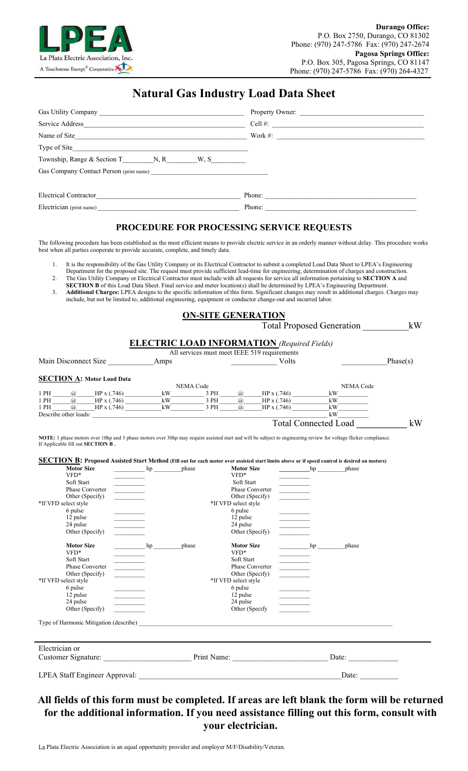**Durango Office:**
P.O. Box 2750, Durango, CO 81302
Phone: (970) 247-5786 Fax: (970) 247-2674
**Pagosa Springs Office:**
P.O. Box 305, Pagosa Springs, CO 81147
Phone: (970) 247-5786 Fax: (970) 264-4327

La Plata Electric Association, Inc.
A Touchstone Energy® Cooperative

# Natural Gas Industry Load Data Sheet

Gas Utility Company ____________________ Property Owner: ____________________

Service Address ____________________ Cell #: ____________________

Name of Site ____________________ Work #: ____________________

Type of Site ____________________

Township, Range & Section T________N, R________W, S________

Gas Company Contact Person (print name) ____________________

Electrical Contractor ____________________ Phone: ____________________

Electrician (print name) ____________________ Phone: ____________________

## PROCEDURE FOR PROCESSING SERVICE REQUESTS

The following procedure has been established as the most efficient means to provide electric service in an orderly manner without delay. This procedure works best when all parties cooperate to provide accurate, complete, and timely data.

1. It is the responsibility of the Gas Utility Company or its Electrical Contractor to submit a completed Load Data Sheet to LPEA's Engineering Department for the proposed site. The request must provide sufficient lead-time for engineering, determination of charges and construction.
2. The Gas Utility Company or Electrical Contractor must include with all requests for service all information pertaining to **SECTION A** and **SECTION B** of this Load Data Sheet. Final service and meter location(s) shall be determined by LPEA's Engineering Department.
3. **Additional Charges:** LPEA designs to the specific information of this form. Significant changes may result in additional charges. Charges may include, but not be limited to, additional engineering, equipment or conductor change-out and incurred labor.

## ON-SITE GENERATION

Total Proposed Generation __________ kW

## ELECTRIC LOAD INFORMATION *(Required Fields)*

All services must meet IEEE 519 requirements

Main Disconnect Size __________ Amps __________ Volts __________ Phase(s)

### SECTION A: Motor Load Data

| | | | NEMA Code | | | | NEMA Code |
|---|---|---|---|---|---|---|---|
| 1 PH ____ | @ ____ HP x (.746) | ____ kW | ____ | 3 PH ____ | @ ____ HP x (.746) | ____ kW | ____ |
| 1 PH ____ | @ ____ HP x (.746) | ____ kW | ____ | 3 PH ____ | @ ____ HP x (.746) | ____ kW | ____ |
| 1 PH ____ | @ ____ HP x (.746) | ____ kW | ____ | 3 PH ____ | @ ____ HP x (.746) | ____ kW | ____ |

Describe other loads: ____________________ kW ________

Total Connected Load __________ kW

**NOTE:** 1 phase motors over 10hp and 3 phase motors over 30hp may require assisted start and will be subject to engineering review for voltage flicker compliance. If Applicable fill out **SECTION B .**

### SECTION B: Proposed Assisted Start Method (Fill out for each motor over assisted start limits above or if speed control is desired on motors)

| | | | |
|---|---|---|---|
| **Motor Size** | ______ hp ______ phase | **Motor Size** | ______ hp ______ phase |
| VFD* | ______ | VFD* | ______ |
| Soft Start | ______ | Soft Start | ______ |
| Phase Converter | ______ | Phase Converter | ______ |
| Other (Specify) | ______ | Other (Specify) | ______ |
| *If VFD select style | | *If VFD select style | |
| 6 pulse | ______ | 6 pulse | ______ |
| 12 pulse | ______ | 12 pulse | ______ |
| 24 pulse | ______ | 24 pulse | ______ |
| Other (Specify) | ______ | Other (Specify) | ______ |
| **Motor Size** | ______ hp ______ phase | **Motor Size** | ______ hp ______ phase |
| VFD* | ______ | VFD* | ______ |
| Soft Start | ______ | Soft Start | ______ |
| Phase Converter | ______ | Phase Converter | ______ |
| Other (Specify) | ______ | Other (Specify) | ______ |
| *If VFD select style | | *If VFD select style | |
| 6 pulse | ______ | 6 pulse | ______ |
| 12 pulse | ______ | 12 pulse | ______ |
| 24 pulse | ______ | 24 pulse | ______ |
| Other (Specify) | ______ | Other (Specify | ______ |

Type of Harmonic Mitigation (describe) ____________________

Electrician or
Customer Signature: ____________________ Print Name: ____________________ Date: __________

LPEA Staff Engineer Approval: ____________________ Date: __________

**All fields of this form must be completed. If areas are left blank the form will be returned for the additional information. If you need assistance filling out this form, consult with your electrician.**

La Plata Electric Association is an equal opportunity provider and employer M/F/Disability/Veteran.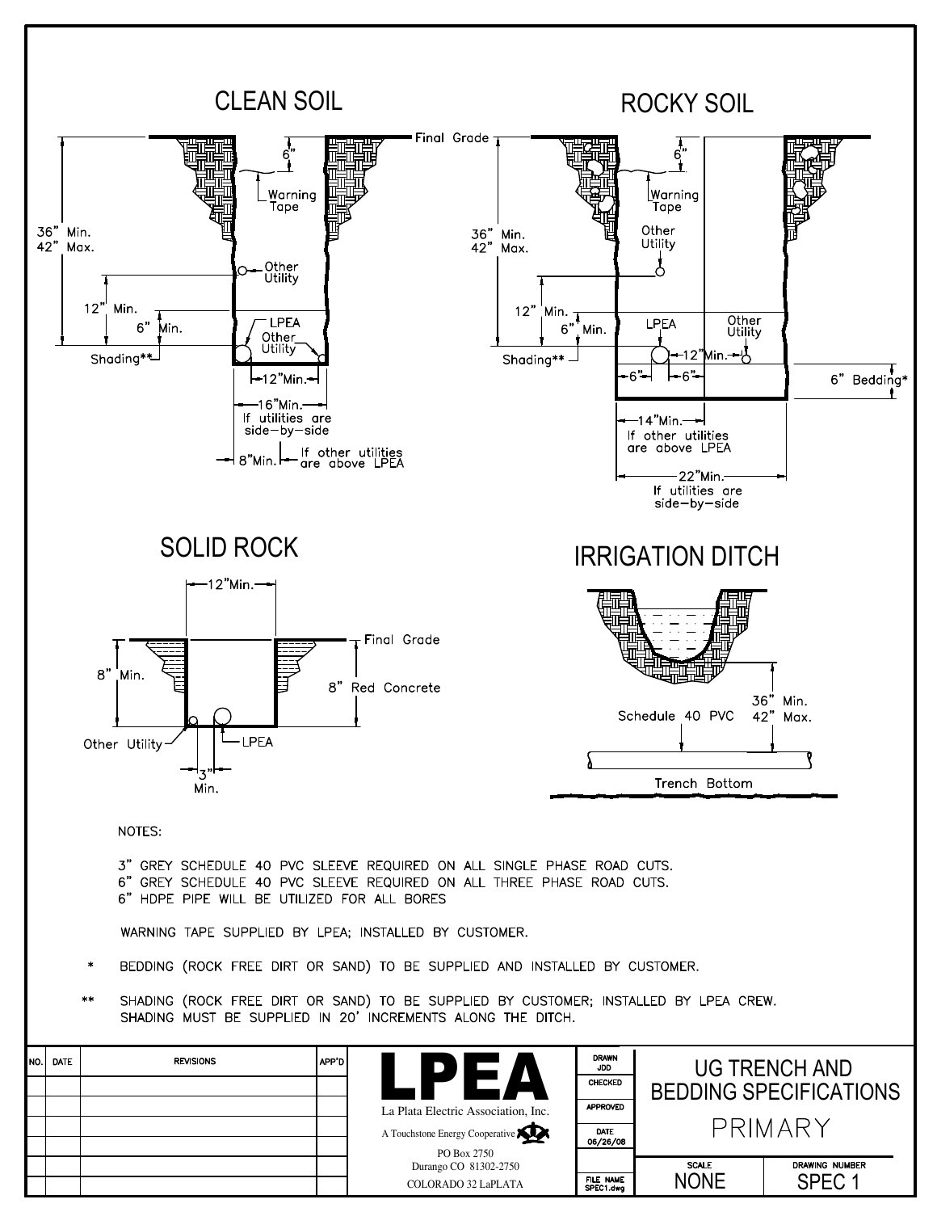## CLEAN SOIL

- Final Grade
- 6"
- Warning Tape
- 36" Min. / 42" Max.
- Other Utility
- 12" Min.
- 6" Min.
- LPEA
- Other Utility
- Shading**
- 12"Min.
- 16"Min. If utilities are side-by-side
- 8"Min. If other utilities are above LPEA

## ROCKY SOIL

- 6"
- Warning Tape
- 36" Min. / 42" Max.
- Other Utility
- 12" Min.
- 6" Min.
- LPEA
- Other Utility
- 12"Min.
- Shading**
- 6"
- 6"
- 6" Bedding*
- 14"Min. If other utilities are above LPEA
- 22"Min. If utilities are side-by-side

## SOLID ROCK

- 12"Min.
- Final Grade
- 8" Min.
- 8" Red Concrete
- Other Utility
- LPEA
- 3" Min.

## IRRIGATION DITCH

- 36" Min. / 42" Max.
- Schedule 40 PVC
- Trench Bottom

NOTES:

3" GREY SCHEDULE 40 PVC SLEEVE REQUIRED ON ALL SINGLE PHASE ROAD CUTS.
6" GREY SCHEDULE 40 PVC SLEEVE REQUIRED ON ALL THREE PHASE ROAD CUTS.
6" HDPE PIPE WILL BE UTILIZED FOR ALL BORES

WARNING TAPE SUPPLIED BY LPEA; INSTALLED BY CUSTOMER.

\* BEDDING (ROCK FREE DIRT OR SAND) TO BE SUPPLIED AND INSTALLED BY CUSTOMER.

\*\* SHADING (ROCK FREE DIRT OR SAND) TO BE SUPPLIED BY CUSTOMER; INSTALLED BY LPEA CREW. SHADING MUST BE SUPPLIED IN 20' INCREMENTS ALONG THE DITCH.

| NO. | DATE | REVISIONS | APP'D |
|---|---|---|---|
| | | | |
| | | | |
| | | | |
| | | | |
| | | | |

**LPEA**
La Plata Electric Association, Inc.
A Touchstone Energy Cooperative
PO Box 2750
Durango CO 81302-2750
COLORADO 32 LaPLATA

| DRAWN | JDD |
|---|---|
| CHECKED | |
| APPROVED | |
| DATE | 06/26/08 |
| FILE NAME | SPEC1.dwg |

UG TRENCH AND BEDDING SPECIFICATIONS
PRIMARY

| SCALE | DRAWING NUMBER |
|---|---|
| NONE | SPEC 1 |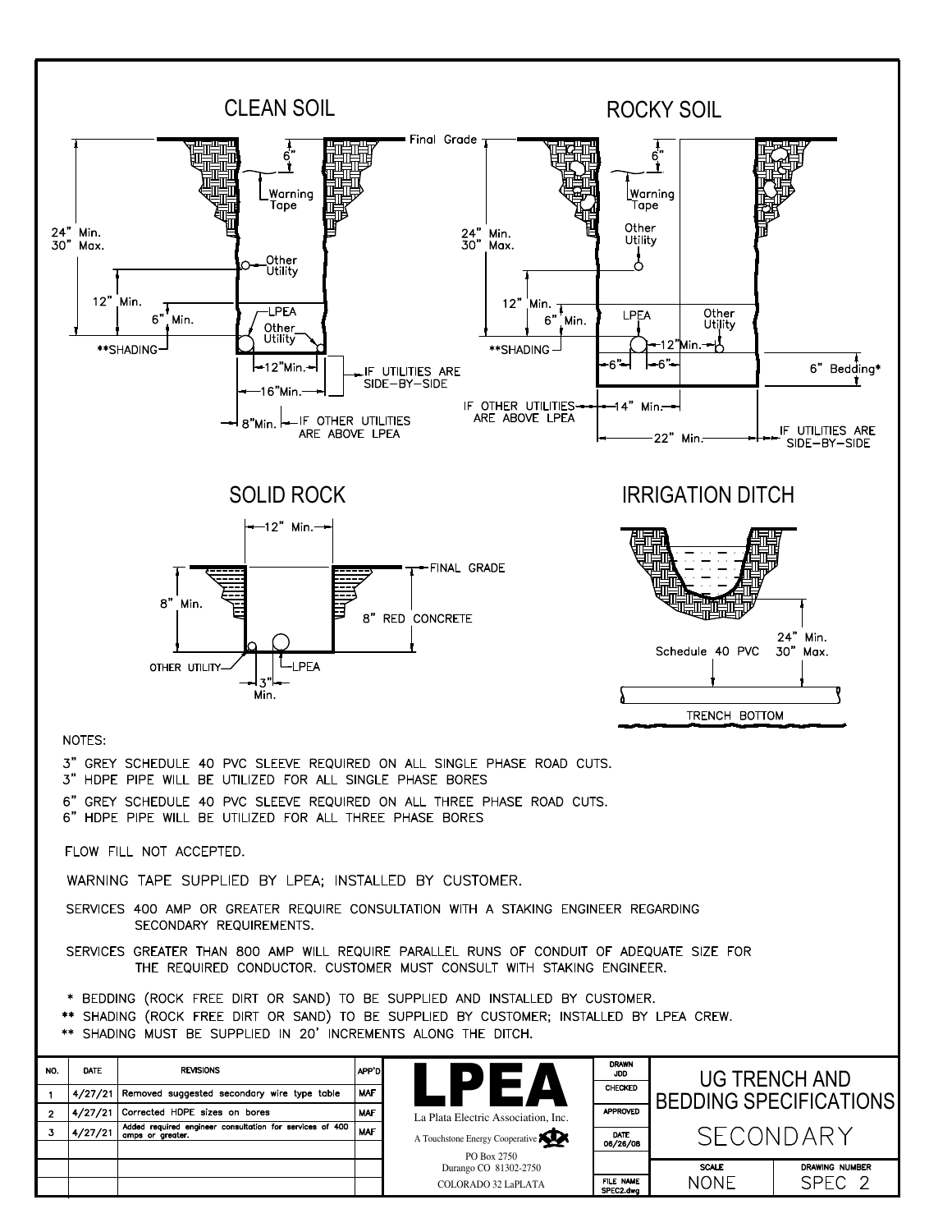## CLEAN SOIL

Final Grade

6"

Warning Tape

24" Min.
30" Max.

Other Utility

12" Min.

6" Min.

LPEA

Other Utility

**SHADING

12"Min.

IF UTILITIES ARE SIDE-BY-SIDE

16"Min.

8"Min. IF OTHER UTILITIES ARE ABOVE LPEA

## ROCKY SOIL

6"

Warning Tape

Other Utility

24" Min.
30" Max.

12" Min.

6" Min.

LPEA

Other Utility

**SHADING

12"Min.

6" 6"

6" Bedding*

IF OTHER UTILITIES ARE ABOVE LPEA

14" Min.

22" Min.

IF UTILITIES ARE SIDE-BY-SIDE

## SOLID ROCK

12" Min.

FINAL GRADE

8" Min.

8" RED CONCRETE

OTHER UTILITY

LPEA

3" Min.

## IRRIGATION DITCH

24" Min.
30" Max.

Schedule 40 PVC

TRENCH BOTTOM

NOTES:

3" GREY SCHEDULE 40 PVC SLEEVE REQUIRED ON ALL SINGLE PHASE ROAD CUTS.
3" HDPE PIPE WILL BE UTILIZED FOR ALL SINGLE PHASE BORES

6" GREY SCHEDULE 40 PVC SLEEVE REQUIRED ON ALL THREE PHASE ROAD CUTS.
6" HDPE PIPE WILL BE UTILIZED FOR ALL THREE PHASE BORES

FLOW FILL NOT ACCEPTED.

WARNING TAPE SUPPLIED BY LPEA; INSTALLED BY CUSTOMER.

SERVICES 400 AMP OR GREATER REQUIRE CONSULTATION WITH A STAKING ENGINEER REGARDING SECONDARY REQUIREMENTS.

SERVICES GREATER THAN 800 AMP WILL REQUIRE PARALLEL RUNS OF CONDUIT OF ADEQUATE SIZE FOR THE REQUIRED CONDUCTOR. CUSTOMER MUST CONSULT WITH STAKING ENGINEER.

\* BEDDING (ROCK FREE DIRT OR SAND) TO BE SUPPLIED AND INSTALLED BY CUSTOMER.
** SHADING (ROCK FREE DIRT OR SAND) TO BE SUPPLIED BY CUSTOMER; INSTALLED BY LPEA CREW.
** SHADING MUST BE SUPPLIED IN 20' INCREMENTS ALONG THE DITCH.

| NO. | DATE | REVISIONS | APP'D |
|---|---|---|---|
| 1 | 4/27/21 | Removed suggested secondary wire type table | MAF |
| 2 | 4/27/21 | Corrected HDPE sizes on bores | MAF |
| 3 | 4/27/21 | Added required engineer consultation for services of 400 amps or greater. | MAF |

**LPEA**
La Plata Electric Association, Inc.
A Touchstone Energy Cooperative
PO Box 2750
Durango CO 81302-2750
COLORADO 32 LaPLATA

DRAWN: JDD
CHECKED:
APPROVED:
DATE: 06/26/08
FILE NAME: SPEC2.dwg

UG TRENCH AND BEDDING SPECIFICATIONS
SECONDARY

SCALE: NONE
DRAWING NUMBER: SPEC 2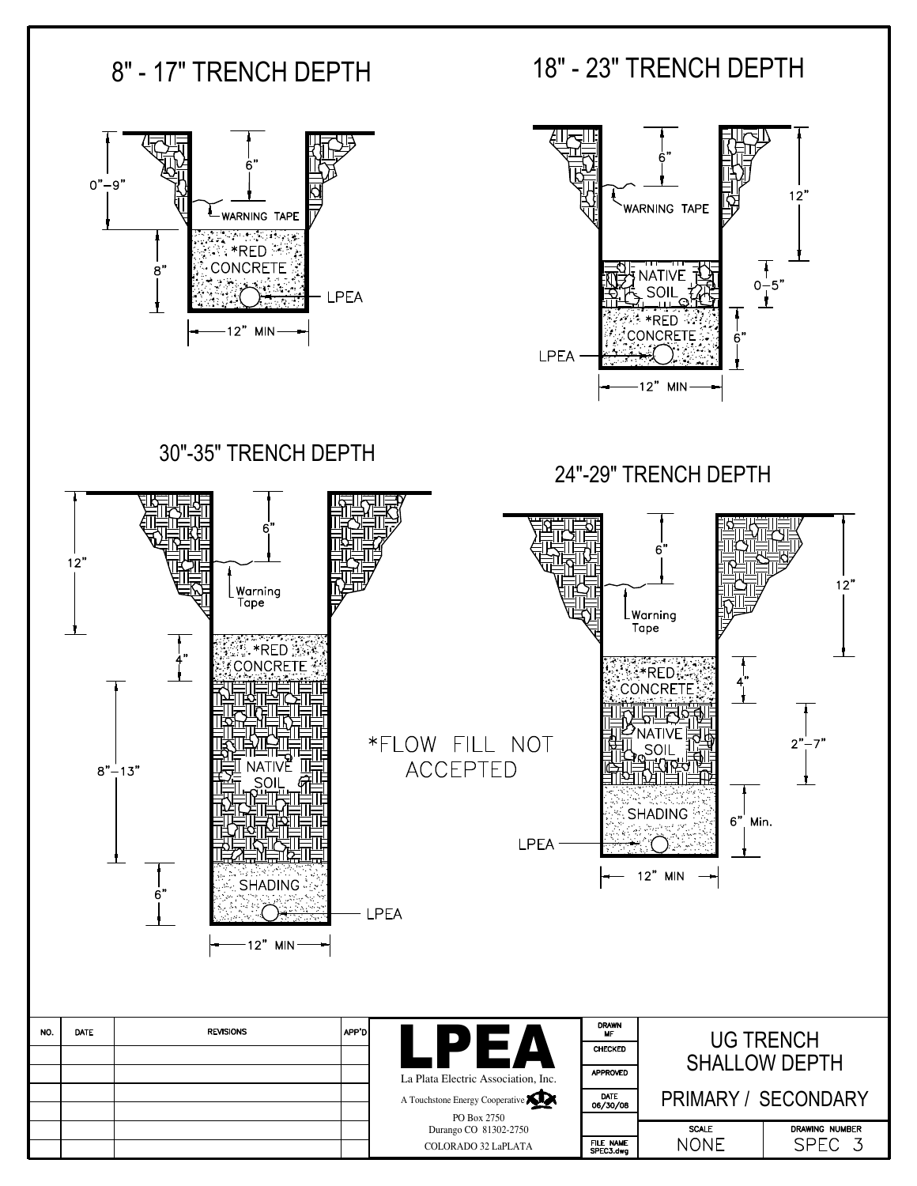## 8" - 17" TRENCH DEPTH

0"–9"

6"

WARNING TAPE

8"

*RED CONCRETE

LPEA

12" MIN

## 18" - 23" TRENCH DEPTH

6"

12"

WARNING TAPE

NATIVE SOIL

0–5"

*RED CONCRETE

6"

LPEA

12" MIN

## 30"-35" TRENCH DEPTH

12"

6"

Warning Tape

4"

*RED CONCRETE

8"–13"

NATIVE SOIL

6"

SHADING

LPEA

12" MIN

## 24"-29" TRENCH DEPTH

6"

12"

Warning Tape

*RED CONCRETE

4"

NATIVE SOIL

2"–7"

SHADING

6" Min.

LPEA

12" MIN

*FLOW FILL NOT ACCEPTED

| NO. | DATE | REVISIONS | APP'D |
| --- | --- | --- | --- |
| | | | |
| | | | |
| | | | |
| | | | |
| | | | |
| | | | |

**LPEA**
La Plata Electric Association, Inc.
A Touchstone Energy Cooperative
PO Box 2750
Durango CO 81302-2750
COLORADO 32 LaPLATA

| | |
| --- | --- |
| DRAWN | MF |
| CHECKED | |
| APPROVED | |
| DATE | 06/30/08 |
| FILE NAME | SPEC3.dwg |

UG TRENCH SHALLOW DEPTH

PRIMARY / SECONDARY

| SCALE | DRAWING NUMBER |
| --- | --- |
| NONE | SPEC 3 |